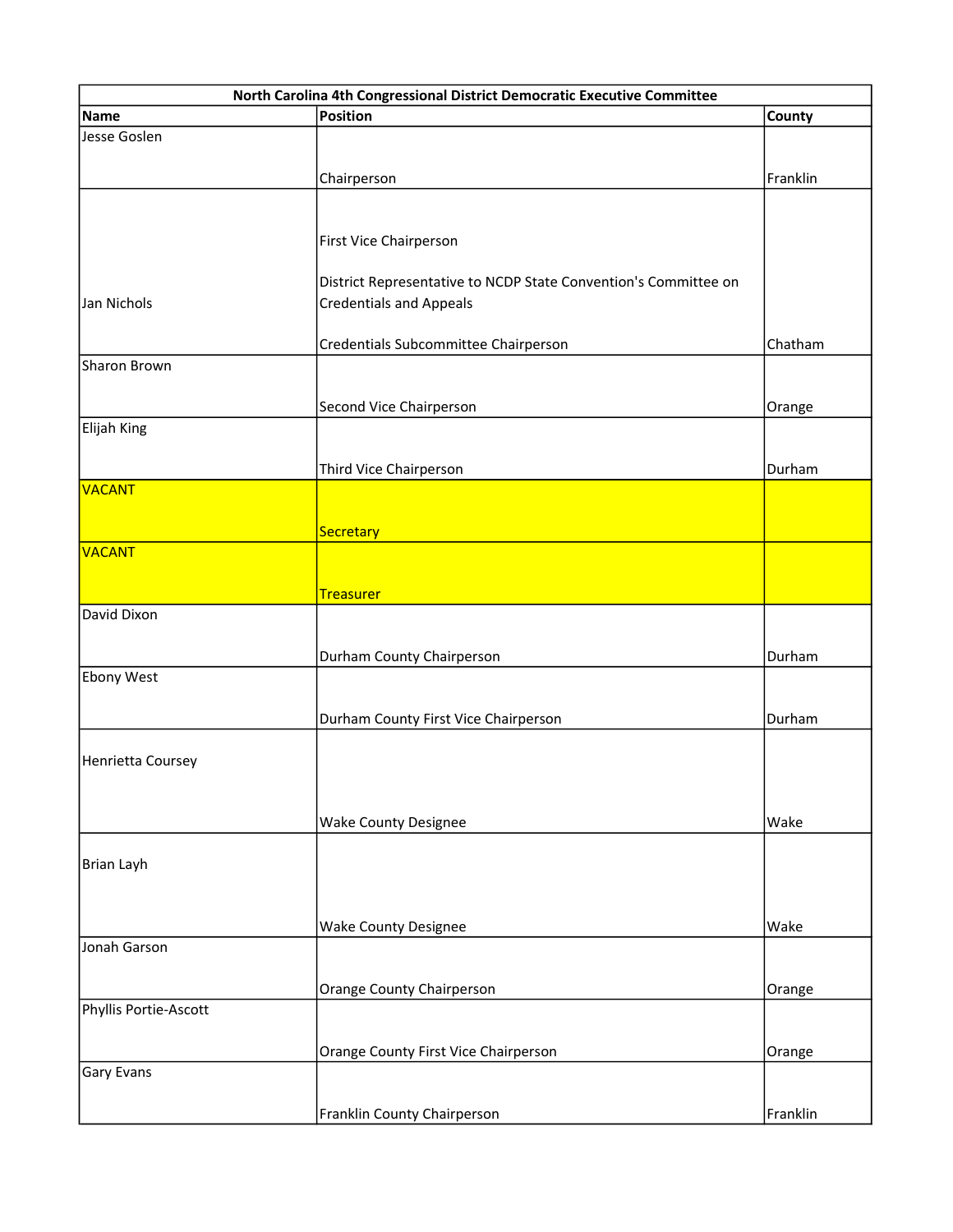| North Carolina 4th Congressional District Democratic Executive Committee | | |
|---|---|---|
| **Name** | **Position** | **County** |
| Jesse Goslen | Chairperson | Franklin |
| Jan Nichols | First Vice Chairperson<br><br>District Representative to NCDP State Convention's Committee on Credentials and Appeals<br><br>Credentials Subcommittee Chairperson | Chatham |
| Sharon Brown | Second Vice Chairperson | Orange |
| Elijah King | Third Vice Chairperson | Durham |
| VACANT | Secretary | |
| VACANT | Treasurer | |
| David Dixon | Durham County Chairperson | Durham |
| Ebony West | Durham County First Vice Chairperson | Durham |
| Henrietta Coursey | Wake County Designee | Wake |
| Brian Layh | Wake County Designee | Wake |
| Jonah Garson | Orange County Chairperson | Orange |
| Phyllis Portie-Ascott | Orange County First Vice Chairperson | Orange |
| Gary Evans | Franklin County Chairperson | Franklin |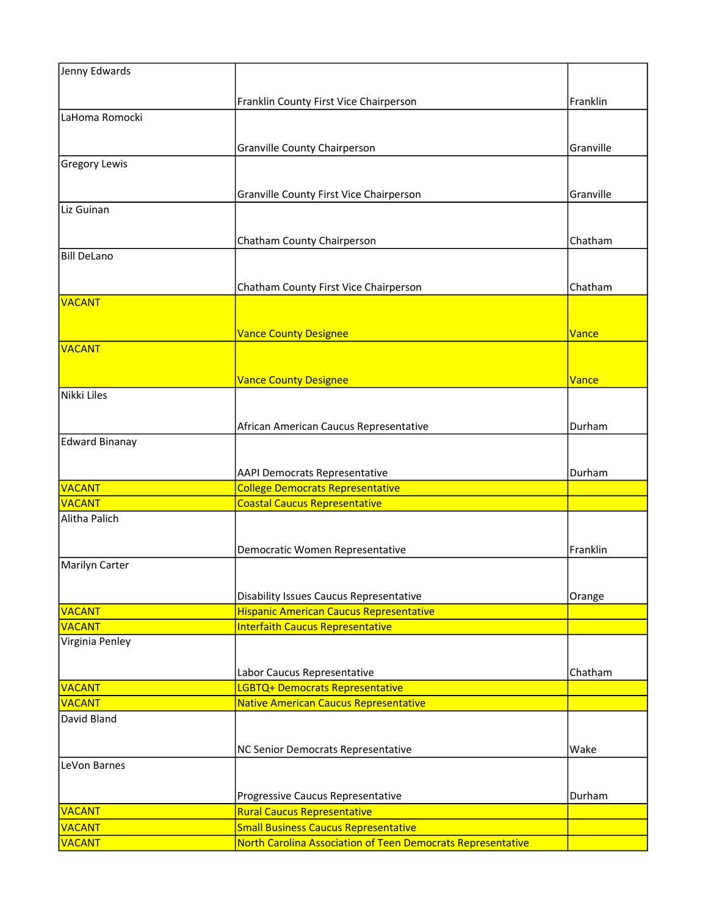| | | |
|---|---|---|
| Jenny Edwards | Franklin County First Vice Chairperson | Franklin |
| LaHoma Romocki | Granville County Chairperson | Granville |
| Gregory Lewis | Granville County First Vice Chairperson | Granville |
| Liz Guinan | Chatham County Chairperson | Chatham |
| Bill DeLano | Chatham County First Vice Chairperson | Chatham |
| VACANT | Vance County Designee | Vance |
| VACANT | Vance County Designee | Vance |
| Nikki Liles | African American Caucus Representative | Durham |
| Edward Binanay | AAPI Democrats Representative | Durham |
| VACANT | College Democrats Representative | |
| VACANT | Coastal Caucus Representative | |
| Alitha Palich | Democratic Women Representative | Franklin |
| Marilyn Carter | Disability Issues Caucus Representative | Orange |
| VACANT | Hispanic American Caucus Representative | |
| VACANT | Interfaith Caucus Representative | |
| Virginia Penley | Labor Caucus Representative | Chatham |
| VACANT | LGBTQ+ Democrats Representative | |
| VACANT | Native American Caucus Representative | |
| David Bland | NC Senior Democrats Representative | Wake |
| LeVon Barnes | Progressive Caucus Representative | Durham |
| VACANT | Rural Caucus Representative | |
| VACANT | Small Business Caucus Representative | |
| VACANT | North Carolina Association of Teen Democrats Representative | |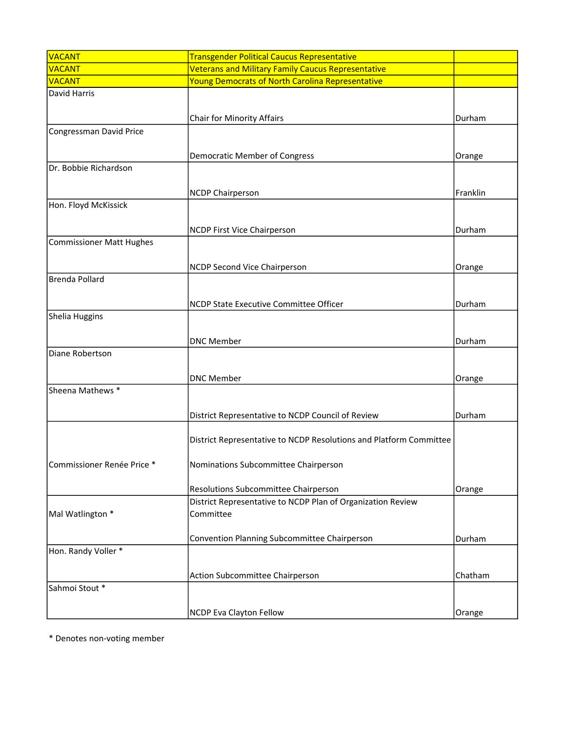| | | |
|---|---|---|
| VACANT | Transgender Political Caucus Representative | |
| VACANT | Veterans and Military Family Caucus Representative | |
| VACANT | Young Democrats of North Carolina Representative | |
| David Harris | Chair for Minority Affairs | Durham |
| Congressman David Price | Democratic Member of Congress | Orange |
| Dr. Bobbie Richardson | NCDP Chairperson | Franklin |
| Hon. Floyd McKissick | NCDP First Vice Chairperson | Durham |
| Commissioner Matt Hughes | NCDP Second Vice Chairperson | Orange |
| Brenda Pollard | NCDP State Executive Committee Officer | Durham |
| Shelia Huggins | DNC Member | Durham |
| Diane Robertson | DNC Member | Orange |
| Sheena Mathews * | District Representative to NCDP Council of Review | Durham |
| Commissioner Renée Price * | District Representative to NCDP Resolutions and Platform Committee<br><br>Nominations Subcommittee Chairperson<br><br>Resolutions Subcommittee Chairperson | Orange |
| Mal Watlington * | District Representative to NCDP Plan of Organization Review Committee<br><br>Convention Planning Subcommittee Chairperson | Durham |
| Hon. Randy Voller * | Action Subcommittee Chairperson | Chatham |
| Sahmoi Stout * | NCDP Eva Clayton Fellow | Orange |

* Denotes non-voting member